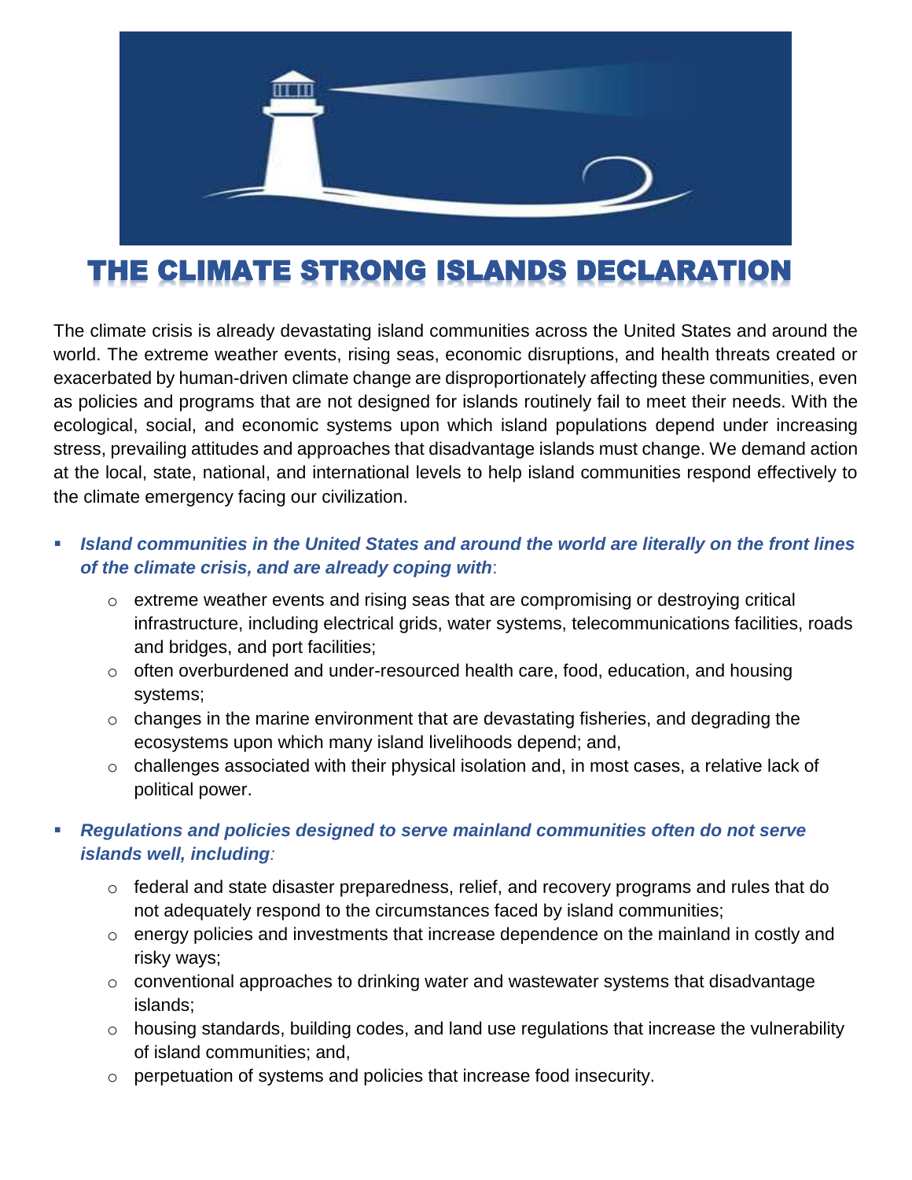# THE CLIMATE STRONG ISLANDS DECLARATION

The climate crisis is already devastating island communities across the United States and around the world. The extreme weather events, rising seas, economic disruptions, and health threats created or exacerbated by human-driven climate change are disproportionately affecting these communities, even as policies and programs that are not designed for islands routinely fail to meet their needs. With the ecological, social, and economic systems upon which island populations depend under increasing stress, prevailing attitudes and approaches that disadvantage islands must change. We demand action at the local, state, national, and international levels to help island communities respond effectively to the climate emergency facing our civilization.

- ***Island communities in the United States and around the world are literally on the front lines of the climate crisis, and are already coping with***:
  - extreme weather events and rising seas that are compromising or destroying critical infrastructure, including electrical grids, water systems, telecommunications facilities, roads and bridges, and port facilities;
  - often overburdened and under-resourced health care, food, education, and housing systems;
  - changes in the marine environment that are devastating fisheries, and degrading the ecosystems upon which many island livelihoods depend; and,
  - challenges associated with their physical isolation and, in most cases, a relative lack of political power.

- ***Regulations and policies designed to serve mainland communities often do not serve islands well, including:***
  - federal and state disaster preparedness, relief, and recovery programs and rules that do not adequately respond to the circumstances faced by island communities;
  - energy policies and investments that increase dependence on the mainland in costly and risky ways;
  - conventional approaches to drinking water and wastewater systems that disadvantage islands;
  - housing standards, building codes, and land use regulations that increase the vulnerability of island communities; and,
  - perpetuation of systems and policies that increase food insecurity.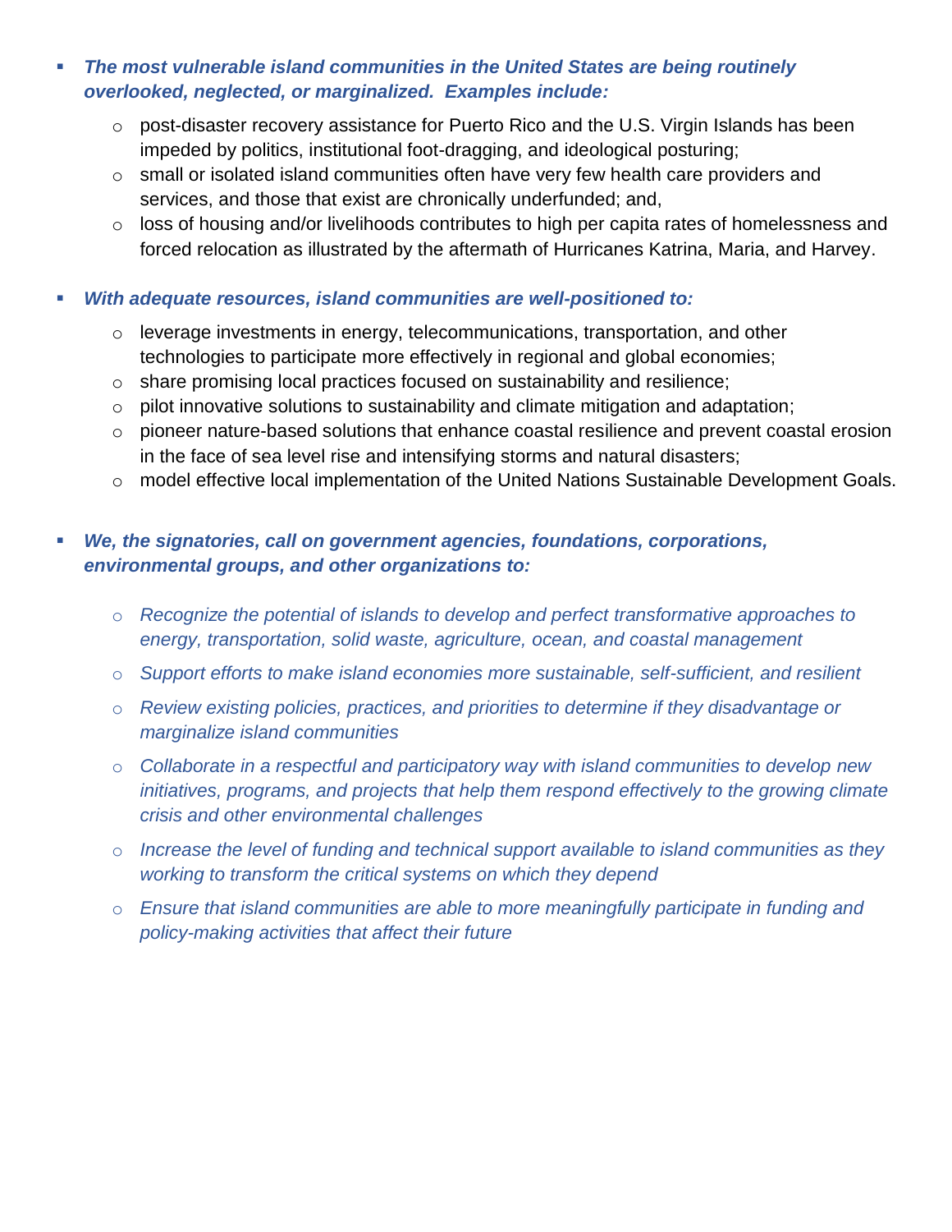- ***The most vulnerable island communities in the United States are being routinely overlooked, neglected, or marginalized. Examples include:***
  - post-disaster recovery assistance for Puerto Rico and the U.S. Virgin Islands has been impeded by politics, institutional foot-dragging, and ideological posturing;
  - small or isolated island communities often have very few health care providers and services, and those that exist are chronically underfunded; and,
  - loss of housing and/or livelihoods contributes to high per capita rates of homelessness and forced relocation as illustrated by the aftermath of Hurricanes Katrina, Maria, and Harvey.

- ***With adequate resources, island communities are well-positioned to:***
  - leverage investments in energy, telecommunications, transportation, and other technologies to participate more effectively in regional and global economies;
  - share promising local practices focused on sustainability and resilience;
  - pilot innovative solutions to sustainability and climate mitigation and adaptation;
  - pioneer nature-based solutions that enhance coastal resilience and prevent coastal erosion in the face of sea level rise and intensifying storms and natural disasters;
  - model effective local implementation of the United Nations Sustainable Development Goals.

- ***We, the signatories, call on government agencies, foundations, corporations, environmental groups, and other organizations to:***
  - *Recognize the potential of islands to develop and perfect transformative approaches to energy, transportation, solid waste, agriculture, ocean, and coastal management*
  - *Support efforts to make island economies more sustainable, self-sufficient, and resilient*
  - *Review existing policies, practices, and priorities to determine if they disadvantage or marginalize island communities*
  - *Collaborate in a respectful and participatory way with island communities to develop new initiatives, programs, and projects that help them respond effectively to the growing climate crisis and other environmental challenges*
  - *Increase the level of funding and technical support available to island communities as they working to transform the critical systems on which they depend*
  - *Ensure that island communities are able to more meaningfully participate in funding and policy-making activities that affect their future*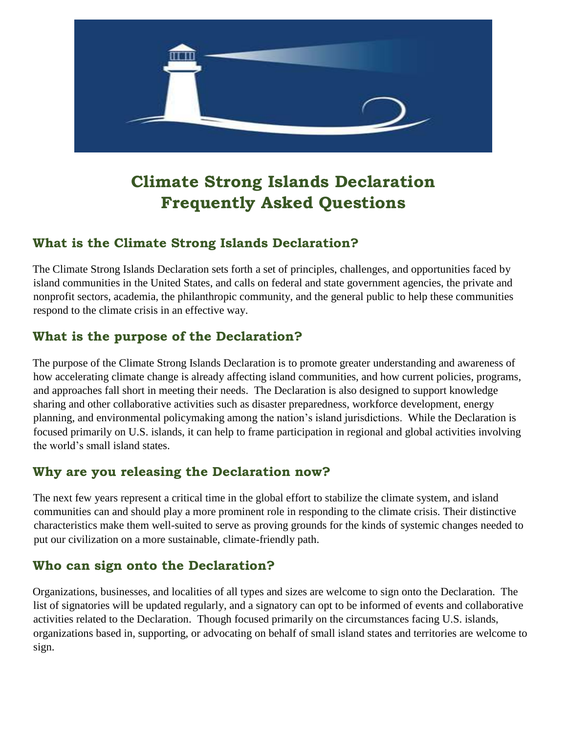# Climate Strong Islands Declaration Frequently Asked Questions

## What is the Climate Strong Islands Declaration?

The Climate Strong Islands Declaration sets forth a set of principles, challenges, and opportunities faced by island communities in the United States, and calls on federal and state government agencies, the private and nonprofit sectors, academia, the philanthropic community, and the general public to help these communities respond to the climate crisis in an effective way.

## What is the purpose of the Declaration?

The purpose of the Climate Strong Islands Declaration is to promote greater understanding and awareness of how accelerating climate change is already affecting island communities, and how current policies, programs, and approaches fall short in meeting their needs. The Declaration is also designed to support knowledge sharing and other collaborative activities such as disaster preparedness, workforce development, energy planning, and environmental policymaking among the nation's island jurisdictions. While the Declaration is focused primarily on U.S. islands, it can help to frame participation in regional and global activities involving the world's small island states.

## Why are you releasing the Declaration now?

The next few years represent a critical time in the global effort to stabilize the climate system, and island communities can and should play a more prominent role in responding to the climate crisis. Their distinctive characteristics make them well-suited to serve as proving grounds for the kinds of systemic changes needed to put our civilization on a more sustainable, climate-friendly path.

## Who can sign onto the Declaration?

Organizations, businesses, and localities of all types and sizes are welcome to sign onto the Declaration. The list of signatories will be updated regularly, and a signatory can opt to be informed of events and collaborative activities related to the Declaration. Though focused primarily on the circumstances facing U.S. islands, organizations based in, supporting, or advocating on behalf of small island states and territories are welcome to sign.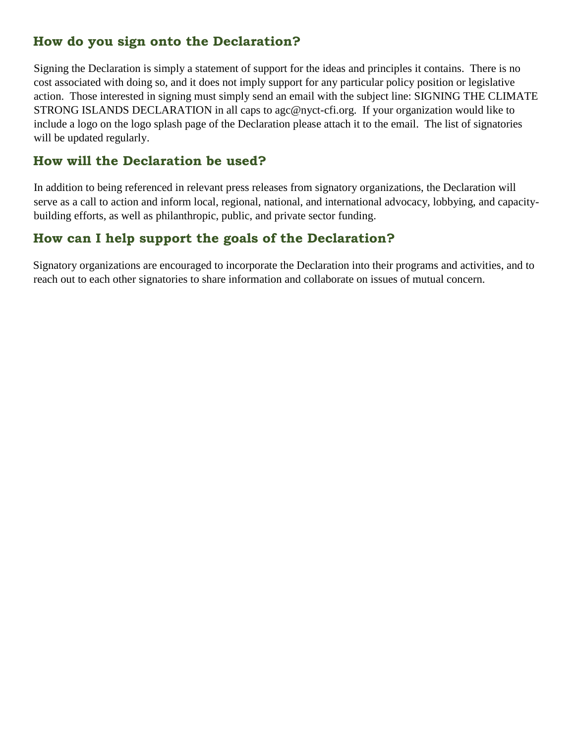## How do you sign onto the Declaration?

Signing the Declaration is simply a statement of support for the ideas and principles it contains. There is no cost associated with doing so, and it does not imply support for any particular policy position or legislative action. Those interested in signing must simply send an email with the subject line: SIGNING THE CLIMATE STRONG ISLANDS DECLARATION in all caps to agc@nyct-cfi.org. If your organization would like to include a logo on the logo splash page of the Declaration please attach it to the email. The list of signatories will be updated regularly.

## How will the Declaration be used?

In addition to being referenced in relevant press releases from signatory organizations, the Declaration will serve as a call to action and inform local, regional, national, and international advocacy, lobbying, and capacity-building efforts, as well as philanthropic, public, and private sector funding.

## How can I help support the goals of the Declaration?

Signatory organizations are encouraged to incorporate the Declaration into their programs and activities, and to reach out to each other signatories to share information and collaborate on issues of mutual concern.